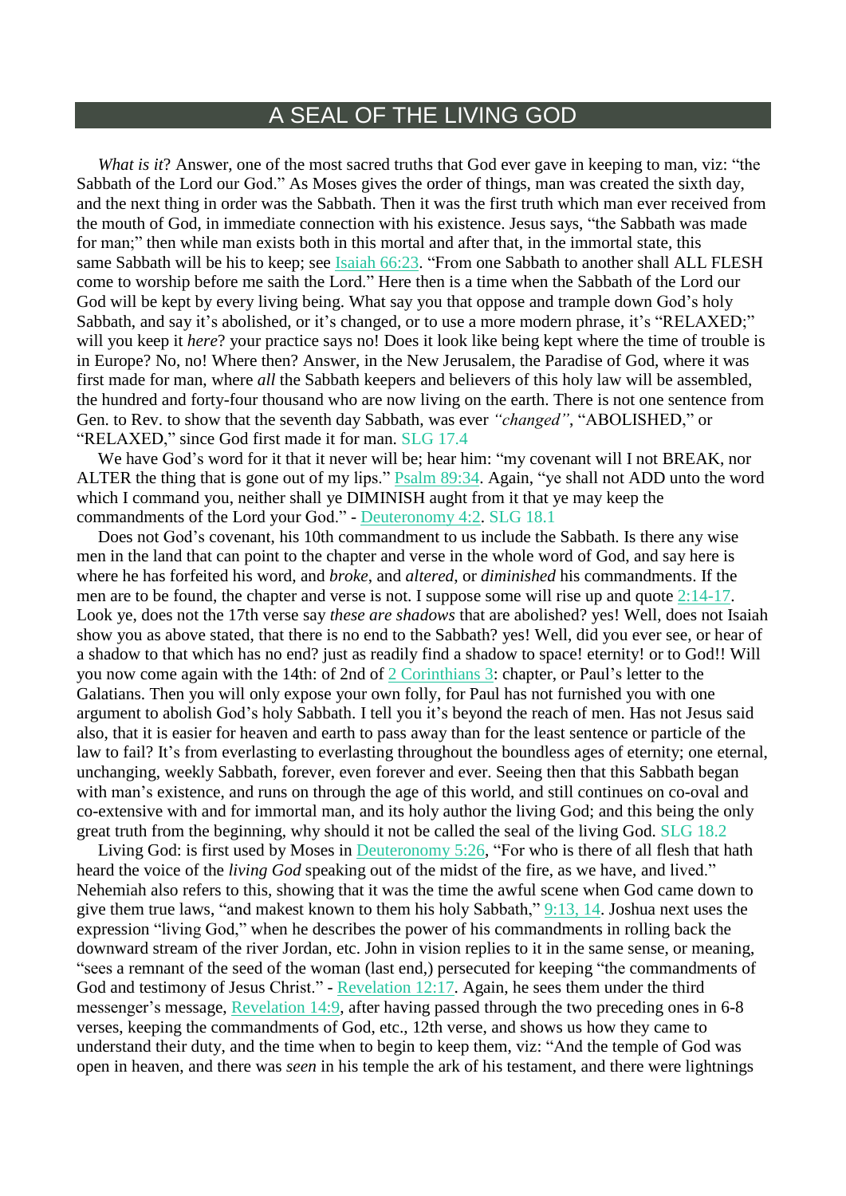# A SEAL OF THE LIVING GOD

*What is it*? Answer, one of the most sacred truths that God ever gave in keeping to man, viz: "the Sabbath of the Lord our God." As Moses gives the order of things, man was created the sixth day, and the next thing in order was the Sabbath. Then it was the first truth which man ever received from the mouth of God, in immediate connection with his existence. Jesus says, "the Sabbath was made for man;" then while man exists both in this mortal and after that, in the immortal state, this same Sabbath will be his to keep; see Isaiah 66:23. "From one Sabbath to another shall ALL FLESH come to worship before me saith the Lord." Here then is a time when the Sabbath of the Lord our God will be kept by every living being. What say you that oppose and trample down God's holy Sabbath, and say it's abolished, or it's changed, or to use a more modern phrase, it's "RELAXED;" will you keep it *here*? your practice says no! Does it look like being kept where the time of trouble is in Europe? No, no! Where then? Answer, in the New Jerusalem, the Paradise of God, where it was first made for man, where *all* the Sabbath keepers and believers of this holy law will be assembled, the hundred and forty-four thousand who are now living on the earth. There is not one sentence from Gen. to Rev. to show that the seventh day Sabbath, was ever *"changed"*, "ABOLISHED," or "RELAXED," since God first made it for man. SLG 17.4

We have God's word for it that it never will be; hear him: "my covenant will I not BREAK, nor ALTER the thing that is gone out of my lips." Psalm 89:34. Again, "ye shall not ADD unto the word which I command you, neither shall ye DIMINISH aught from it that ye may keep the commandments of the Lord your God." - Deuteronomy 4:2. SLG 18.1

Does not God's covenant, his 10th commandment to us include the Sabbath. Is there any wise men in the land that can point to the chapter and verse in the whole word of God, and say here is where he has forfeited his word, and *broke*, and *altered*, or *diminished* his commandments. If the men are to be found, the chapter and verse is not. I suppose some will rise up and quote 2:14-17. Look ye, does not the 17th verse say *these are shadows* that are abolished? yes! Well, does not Isaiah show you as above stated, that there is no end to the Sabbath? yes! Well, did you ever see, or hear of a shadow to that which has no end? just as readily find a shadow to space! eternity! or to God!! Will you now come again with the 14th: of 2nd of 2 Corinthians 3: chapter, or Paul's letter to the Galatians. Then you will only expose your own folly, for Paul has not furnished you with one argument to abolish God's holy Sabbath. I tell you it's beyond the reach of men. Has not Jesus said also, that it is easier for heaven and earth to pass away than for the least sentence or particle of the law to fail? It's from everlasting to everlasting throughout the boundless ages of eternity; one eternal, unchanging, weekly Sabbath, forever, even forever and ever. Seeing then that this Sabbath began with man's existence, and runs on through the age of this world, and still continues on co-oval and co-extensive with and for immortal man, and its holy author the living God; and this being the only great truth from the beginning, why should it not be called the seal of the living God. SLG 18.2

Living God: is first used by Moses in Deuteronomy 5:26, "For who is there of all flesh that hath heard the voice of the *living God* speaking out of the midst of the fire, as we have, and lived." Nehemiah also refers to this, showing that it was the time the awful scene when God came down to give them true laws, "and makest known to them his holy Sabbath," 9:13, 14. Joshua next uses the expression "living God," when he describes the power of his commandments in rolling back the downward stream of the river Jordan, etc. John in vision replies to it in the same sense, or meaning, "sees a remnant of the seed of the woman (last end,) persecuted for keeping "the commandments of God and testimony of Jesus Christ." - Revelation 12:17. Again, he sees them under the third messenger's message, Revelation 14:9, after having passed through the two preceding ones in 6-8 verses, keeping the commandments of God, etc., 12th verse, and shows us how they came to understand their duty, and the time when to begin to keep them, viz: "And the temple of God was open in heaven, and there was *seen* in his temple the ark of his testament, and there were lightnings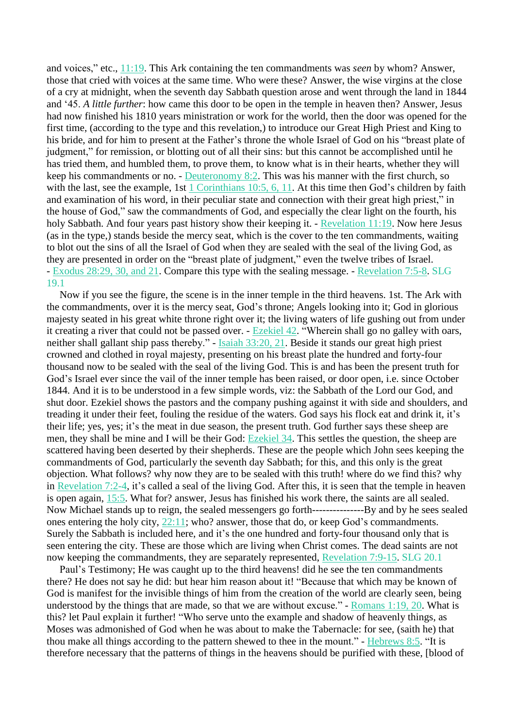and voices," etc., 11:19. This Ark containing the ten commandments was *seen* by whom? Answer, those that cried with voices at the same time. Who were these? Answer, the wise virgins at the close of a cry at midnight, when the seventh day Sabbath question arose and went through the land in 1844 and '45. *A little further*: how came this door to be open in the temple in heaven then? Answer, Jesus had now finished his 1810 years ministration or work for the world, then the door was opened for the first time, (according to the type and this revelation,) to introduce our Great High Priest and King to his bride, and for him to present at the Father's throne the whole Israel of God on his "breast plate of judgment," for remission, or blotting out of all their sins: but this cannot be accomplished until he has tried them, and humbled them, to prove them, to know what is in their hearts, whether they will keep his commandments or no. - Deuteronomy 8:2. This was his manner with the first church, so with the last, see the example, 1st 1 Corinthians 10:5, 6, 11. At this time then God's children by faith and examination of his word, in their peculiar state and connection with their great high priest," in the house of God," saw the commandments of God, and especially the clear light on the fourth, his holy Sabbath. And four years past history show their keeping it. - Revelation 11:19. Now here Jesus (as in the type,) stands beside the mercy seat, which is the cover to the ten commandments, waiting to blot out the sins of all the Israel of God when they are sealed with the seal of the living God, as they are presented in order on the "breast plate of judgment," even the twelve tribes of Israel. - Exodus 28:29, 30, and 21. Compare this type with the sealing message. - Revelation 7:5-8. SLG 19.1

Now if you see the figure, the scene is in the inner temple in the third heavens. 1st. The Ark with the commandments, over it is the mercy seat, God's throne; Angels looking into it; God in glorious majesty seated in his great white throne right over it; the living waters of life gushing out from under it creating a river that could not be passed over. - Ezekiel 42. "Wherein shall go no galley with oars, neither shall gallant ship pass thereby." - Isaiah 33:20, 21. Beside it stands our great high priest crowned and clothed in royal majesty, presenting on his breast plate the hundred and forty-four thousand now to be sealed with the seal of the living God. This is and has been the present truth for God's Israel ever since the vail of the inner temple has been raised, or door open, i.e. since October 1844. And it is to be understood in a few simple words, viz: the Sabbath of the Lord our God, and shut door. Ezekiel shows the pastors and the company pushing against it with side and shoulders, and treading it under their feet, fouling the residue of the waters. God says his flock eat and drink it, it's their life; yes, yes; it's the meat in due season, the present truth. God further says these sheep are men, they shall be mine and I will be their God: Ezekiel 34. This settles the question, the sheep are scattered having been deserted by their shepherds. These are the people which John sees keeping the commandments of God, particularly the seventh day Sabbath; for this, and this only is the great objection. What follows? why now they are to be sealed with this truth! where do we find this? why in Revelation 7:2-4, it's called a seal of the living God. After this, it is seen that the temple in heaven is open again, 15:5. What for? answer, Jesus has finished his work there, the saints are all sealed. Now Michael stands up to reign, the sealed messengers go forth--------------By and by he sees sealed ones entering the holy city, 22:11; who? answer, those that do, or keep God's commandments. Surely the Sabbath is included here, and it's the one hundred and forty-four thousand only that is seen entering the city. These are those which are living when Christ comes. The dead saints are not now keeping the commandments, they are separately represented, Revelation 7:9-15. SLG 20.1

Paul's Testimony; He was caught up to the third heavens! did he see the ten commandments there? He does not say he did: but hear him reason about it! "Because that which may be known of God is manifest for the invisible things of him from the creation of the world are clearly seen, being understood by the things that are made, so that we are without excuse." - Romans 1:19, 20. What is this? let Paul explain it further! "Who serve unto the example and shadow of heavenly things, as Moses was admonished of God when he was about to make the Tabernacle: for see, (saith he) that thou make all things according to the pattern shewed to thee in the mount." - Hebrews 8:5. "It is therefore necessary that the patterns of things in the heavens should be purified with these, [blood of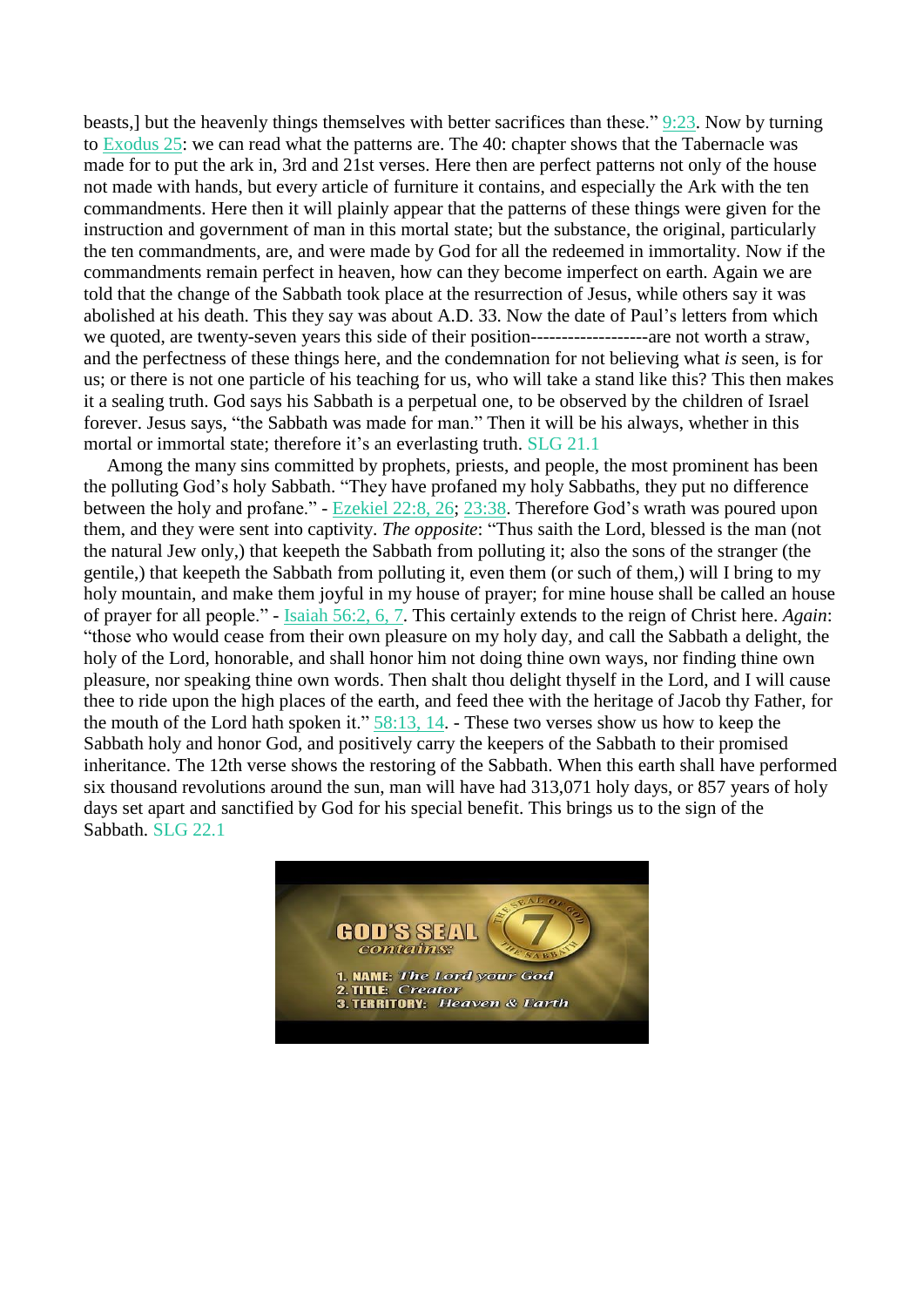beasts,] but the heavenly things themselves with better sacrifices than these." 9:23. Now by turning to Exodus 25: we can read what the patterns are. The 40: chapter shows that the Tabernacle was made for to put the ark in, 3rd and 21st verses. Here then are perfect patterns not only of the house not made with hands, but every article of furniture it contains, and especially the Ark with the ten commandments. Here then it will plainly appear that the patterns of these things were given for the instruction and government of man in this mortal state; but the substance, the original, particularly the ten commandments, are, and were made by God for all the redeemed in immortality. Now if the commandments remain perfect in heaven, how can they become imperfect on earth. Again we are told that the change of the Sabbath took place at the resurrection of Jesus, while others say it was abolished at his death. This they say was about A.D. 33. Now the date of Paul's letters from which we quoted, are twenty-seven years this side of their position-------------------are not worth a straw, and the perfectness of these things here, and the condemnation for not believing what *is* seen, is for us; or there is not one particle of his teaching for us, who will take a stand like this? This then makes it a sealing truth. God says his Sabbath is a perpetual one, to be observed by the children of Israel forever. Jesus says, "the Sabbath was made for man." Then it will be his always, whether in this mortal or immortal state; therefore it's an everlasting truth. SLG 21.1

Among the many sins committed by prophets, priests, and people, the most prominent has been the polluting God's holy Sabbath. "They have profaned my holy Sabbaths, they put no difference between the holy and profane." - Ezekiel 22:8, 26; 23:38. Therefore God's wrath was poured upon them, and they were sent into captivity. *The opposite*: "Thus saith the Lord, blessed is the man (not the natural Jew only,) that keepeth the Sabbath from polluting it; also the sons of the stranger (the gentile,) that keepeth the Sabbath from polluting it, even them (or such of them,) will I bring to my holy mountain, and make them joyful in my house of prayer; for mine house shall be called an house of prayer for all people." - Isaiah 56:2, 6, 7. This certainly extends to the reign of Christ here. *Again*: "those who would cease from their own pleasure on my holy day, and call the Sabbath a delight, the holy of the Lord, honorable, and shall honor him not doing thine own ways, nor finding thine own pleasure, nor speaking thine own words. Then shalt thou delight thyself in the Lord, and I will cause thee to ride upon the high places of the earth, and feed thee with the heritage of Jacob thy Father, for the mouth of the Lord hath spoken it." 58:13, 14. - These two verses show us how to keep the Sabbath holy and honor God, and positively carry the keepers of the Sabbath to their promised inheritance. The 12th verse shows the restoring of the Sabbath. When this earth shall have performed six thousand revolutions around the sun, man will have had 313,071 holy days, or 857 years of holy days set apart and sanctified by God for his special benefit. This brings us to the sign of the Sabbath. SLG 22.1